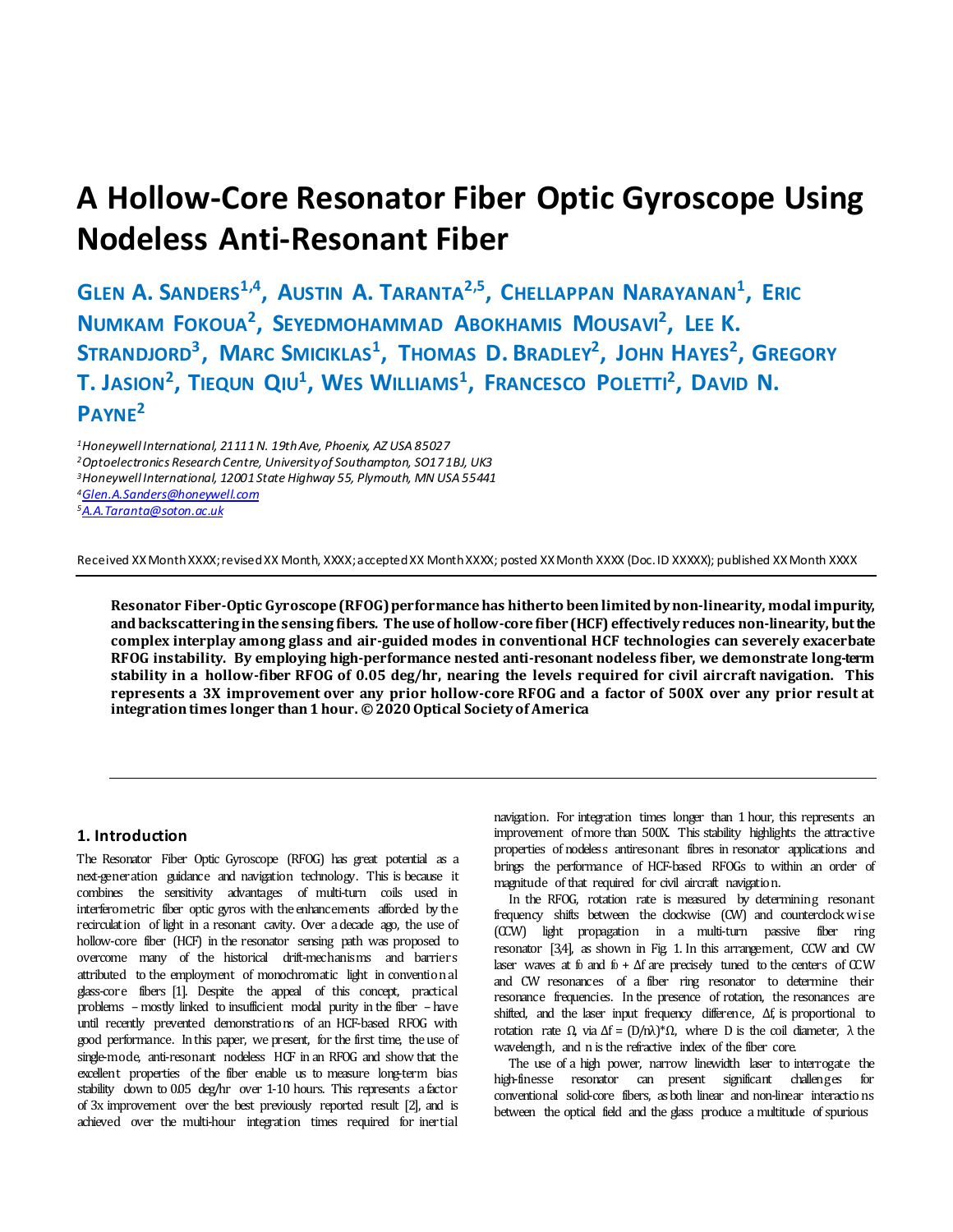# A Hollow-Core Resonator Fiber Optic Gyroscope Using Nodeless Anti-Resonant Fiber

**Glen A. Sanders[1,4], Austin A. Taranta[2,5], Chellappan Narayanan[1], Eric Numkam Fokoua[2], Seyedmohammad Abokhamis Mousavi[2], Lee K. Strandjord[3], Marc Smiciklas[1], Thomas D. Bradley[2], John Hayes[2], Gregory T. Jasion[2], Tiequn Qiu[1], Wes Williams[1], Francesco Poletti[2], David N. Payne[2]**

[1] *Honeywell International, 21111 N. 19th Ave, Phoenix, AZ USA 85027*
[2] *Optoelectronics Research Centre, University of Southampton, SO17 1BJ, UK3*
[3] *Honeywell International, 12001 State Highway 55, Plymouth, MN USA 55441*
[4] *Glen.A.Sanders@honeywell.com*
[5] *A.A.Taranta@soton.ac.uk*

Received XX Month XXXX; revised XX Month, XXXX; accepted XX Month XXXX; posted XX Month XXXX (Doc. ID XXXXX); published XX Month XXXX

**Resonator Fiber-Optic Gyroscope (RFOG) performance has hitherto been limited by non-linearity, modal impurity, and backscattering in the sensing fibers. The use of hollow-core fiber (HCF) effectively reduces non-linearity, but the complex interplay among glass and air-guided modes in conventional HCF technologies can severely exacerbate RFOG instability. By employing high-performance nested anti-resonant nodeless fiber, we demonstrate long-term stability in a hollow-fiber RFOG of 0.05 deg/hr, nearing the levels required for civil aircraft navigation. This represents a 3X improvement over any prior hollow-core RFOG and a factor of 500X over any prior result at integration times longer than 1 hour. © 2020 Optical Society of America**

## 1. Introduction

The Resonator Fiber Optic Gyroscope (RFOG) has great potential as a next-generation guidance and navigation technology. This is because it combines the sensitivity advantages of multi-turn coils used in interferometric fiber optic gyros with the enhancements afforded by the recirculation of light in a resonant cavity. Over a decade ago, the use of hollow-core fiber (HCF) in the resonator sensing path was proposed to overcome many of the historical drift-mechanisms and barriers attributed to the employment of monochromatic light in conventional glass-core fibers [1]. Despite the appeal of this concept, practical problems – mostly linked to insufficient modal purity in the fiber – have until recently prevented demonstrations of an HCF-based RFOG with good performance. In this paper, we present, for the first time, the use of single-mode, anti-resonant nodeless HCF in an RFOG and show that the excellent properties of the fiber enable us to measure long-term bias stability down to 0.05 deg/hr over 1-10 hours. This represents a factor of 3x improvement over the best previously reported result [2], and is achieved over the multi-hour integration times required for inertial navigation. For integration times longer than 1 hour, this represents an improvement of more than 500X. This stability highlights the attractive properties of nodeless antiresonant fibres in resonator applications and brings the performance of HCF-based RFOGs to within an order of magnitude of that required for civil aircraft navigation.

In the RFOG, rotation rate is measured by determining resonant frequency shifts between the clockwise (CW) and counterclockwise (CCW) light propagation in a multi-turn passive fiber ring resonator [3,4], as shown in Fig. 1. In this arrangement, CCW and CW laser waves at $f_0$ and $f_0 + \Delta f$ are precisely tuned to the centers of CCW and CW resonances of a fiber ring resonator to determine their resonance frequencies. In the presence of rotation, the resonances are shifted, and the laser input frequency difference, $\Delta f$, is proportional to rotation rate $\Omega$, via $\Delta f = (D/n\lambda)*\Omega$, where D is the coil diameter, $\lambda$ the wavelength, and n is the refractive index of the fiber core.

The use of a high power, narrow linewidth laser to interrogate the high-finesse resonator can present significant challenges for conventional solid-core fibers, as both linear and non-linear interactions between the optical field and the glass produce a multitude of spurious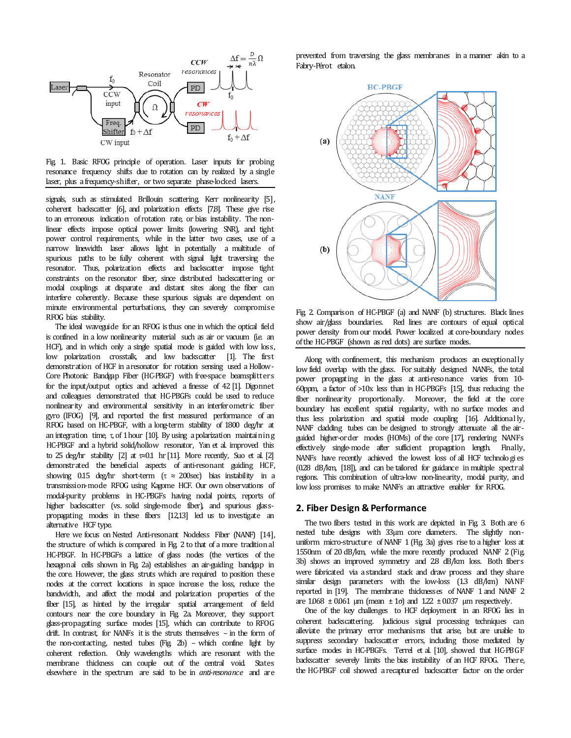Laser

$f_0$

CCW input

Resonator Coil

$\Omega$

Freq. Shifter

$f_0 + \Delta f$

CW input

PD

PD

*CCW resonances*

$\Delta f = \frac{D}{n\lambda}\Omega$

$f_0$

*CW resonances*

$f_0 + \Delta f$

Fig. 1. Basic RFOG principle of operation. Laser inputs for probing resonance frequency shifts due to rotation can by realized by a single laser, plus a frequency-shifter, or two separate phase-locked lasers.

signals, such as stimulated Brillouin scattering, Kerr nonlinearity [5], coherent backscatter [6], and polarization effects [7,8]. These give rise to an erroneous indication of rotation rate, or bias instability. The non-linear effects impose optical power limits (lowering SNR), and tight power control requirements, while in the latter two cases, use of a narrow linewidth laser allows light in potentially a multitude of spurious paths to be fully coherent with signal light traversing the resonator. Thus, polarization effects and backscatter impose tight constraints on the resonator fiber, since distributed backscattering or modal couplings at disparate and distant sites along the fiber can interfere coherently. Because these spurious signals are dependent on minute environmental perturbations, they can severely compromise RFOG bias stability.

The ideal waveguide for an RFOG is thus one in which the optical field is confined in a low nonlinearity material such as air or vacuum (i.e. an HCF), and in which only a single spatial mode is guided with low loss, low polarization crosstalk, and low backscatter [1]. The first demonstration of HCF in a resonator for rotation sensing used a Hollow-Core Photonic Bandgap Fiber (HC-PBGF) with free-space beamsplitters for the input/output optics and achieved a finesse of 42 [1]. Digonnet and colleagues demonstrated that HC-PBGFs could be used to reduce nonlinearity and environmental sensitivity in an interferometric fiber gyro (IFOG) [9], and reported the first measured performance of an RFOG based on HC-PBGF, with a long-term stability of 1800 deg/hr at an integration time, $\tau$, of 1 hour [10]. By using a polarization maintaining HC-PBGF and a hybrid solid/hollow resonator, Yan et al. improved this to 25 deg/hr stability [2] at $\tau$=0.1 hr [11]. More recently, Suo et al. [2] demonstrated the beneficial aspects of anti-resonant guiding HCF, showing 0.15 deg/hr short-term ($\tau \approx 200$sec) bias instability in a transmission-mode RFOG using Kagome HCF. Our own observations of modal-purity problems in HC-PBGFs having nodal points, reports of higher backscatter (vs. solid single-mode fiber), and spurious glass-propagating modes in these fibers [12,13] led us to investigate an alternative HCF type.

Here we focus on Nested Anti-resonant Nodeless Fiber (NANF) [14], the structure of which is compared in Fig. 2 to that of a more traditional HC-PBGF. In HC-PBGFs (the vertices of the hexagonal cells shown in Fig. 2a) establishes an air-guiding bandgap in the core. However, the glass struts which are required to position these nodes at the correct locations in space increase the loss, reduce the bandwidth, and affect the modal and polarization properties of the fiber [15], as hinted by the irregular spatial arrangement of field contours near the core boundary in Fig. 2a. Moreover, they support glass-propagating surface modes [15], which can contribute to RFOG drift. In contrast, for NANFs it is the struts themselves – in the form of the non-contacting, nested tubes (Fig. 2b) – which confine light by coherent reflection. Only wavelengths which are resonant with the membrane thickness can couple out of the central void. States elsewhere in the spectrum are said to be in *anti-resonance* and are prevented from traversing the glass membranes in a manner akin to a Fabry-Pérot etalon.

HC-PBGF

(a)

NANF

(b)

Fig. 2. Comparison of HC-PBGF (a) and NANF (b) structures. Black lines show air/glass boundaries. Red lines are contours of equal optical power density from our model. Power localized at core-boundary nodes of the HC-PBGF (shown as red dots) are surface modes.

Along with confinement, this mechanism produces an exceptionally low field overlap with the glass. For suitably designed NANFs, the total power propagating in the glass at anti-resonance varies from 10-60ppm, a factor of >10x less than in HC-PBGFs [15], thus reducing the fiber nonlinearity proportionally. Moreover, the field at the core boundary has excellent spatial regularity, with no surface modes and thus less polarization and spatial mode coupling [16]. Additionally, NANF cladding tubes can be designed to strongly attenuate all the air-guided higher-order modes (HOMs) of the core [17], rendering NANFs effectively single-mode after sufficient propagation length. Finally, NANFs have recently achieved the lowest loss of all HCF technologies (0.28 dB/km, [18]), and can be tailored for guidance in multiple spectral regions. This combination of ultra-low non-linearity, modal purity, and low loss promises to make NANFs an attractive enabler for RFOG.

## 2. Fiber Design & Performance

The two fibers tested in this work are depicted in Fig. 3. Both are 6 nested tube designs with 33μm core diameters. The slightly non-uniform micro-structure of NANF 1 (Fig. 3a) gives rise to a higher loss at 1550nm of 20 dB/km, while the more recently produced NANF 2 (Fig. 3b) shows an improved symmetry and 2.8 dB/km loss. Both fibers were fabricated via a standard stack and draw process and they share similar design parameters with the low-loss (1.3 dB/km) NANF reported in [19]. The membrane thicknesses of NANF 1 and NANF 2 are 1.068 ± 0.061 μm (mean ± 1σ) and 1.22 ± 0.037 μm respectively.

One of the key challenges to HCF deployment in an RFOG lies in coherent backscattering. Judicious signal processing techniques can alleviate the primary error mechanisms that arise, but are unable to suppress secondary backscatter errors, including those mediated by surface modes in HC-PBGFs. Terrel et al. [10], showed that HC-PBGF backscatter severely limits the bias instability of an HCF RFOG. There, the HC-PBGF coil showed a recaptured backscatter factor on the order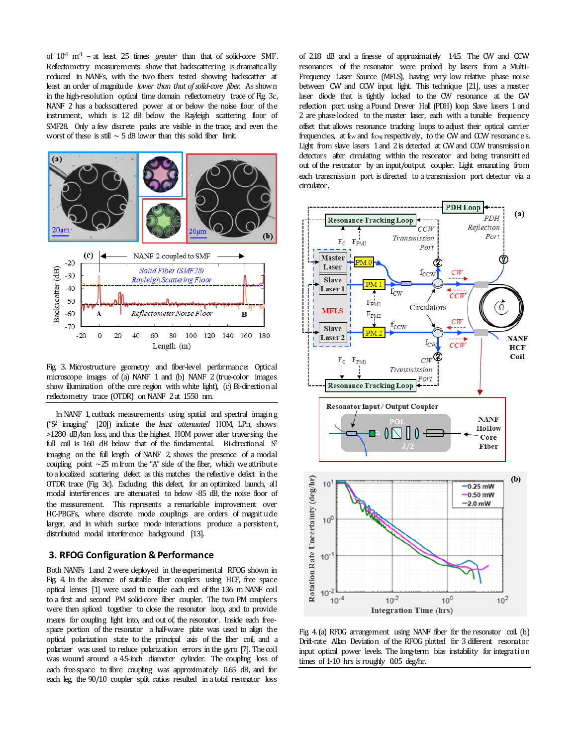of $10^{-6}$ $m^{-1}$ – at least 25 times *greater* than that of solid-core SMF. Reflectometry measurements show that backscattering is dramatically reduced in NANFs, with the two fibers tested showing backscatter at least an order of magnitude *lower than that of solid-core fiber.* As shown in the high-resolution optical time domain reflectometry trace of Fig 3c, NANF 2 has a backscattered power at or below the noise floor of the instrument, which is 12 dB below the Rayleigh scattering floor of SMF28. Only a few discrete peaks are visible in the trace, and even the worst of these is still ~ 5 dB lower than this solid fiber limit.

(a)

20µm

20µm

(b)

(c)

NANF 2 coupled to SMF

Solid Fiber (SMF28)

Rayleigh Scattering Floor

Reflectometer Noise Floor

A

B

Backscatter (dB)

-20

-30

-40

-50

-60

-70

-20 0 20 40 60 80 100 120 140 160 180

Length (m)

Fig. 3. Microstructure geometry and fiber-level performance: Optical microscope images of (a) NANF 1 and (b) NANF 2 (true-color images show illumination of the core region with white light), (c) Bi-directional reflectometry trace (OTDR) on NANF 2 at 1550 nm.

In NANF 1, cutback measurements using spatial and spectral imaging ("$S^2$ imaging" [20]) indicate the *least attenuated* HOM, $LP_{11}$, shows >1280 dB/km loss, and thus the highest HOM power after traversing the full coil is 160 dB below that of the fundamental. Bi-directional $S^2$ imaging on the full length of NANF 2, shows the presence of a modal coupling point ~25 m from the "A" side of the fiber, which we attribute to a localized scattering defect as this matches the reflective defect in the OTDR trace (Fig 3c). Excluding this defect, for an optimized launch, all modal interferences are attenuated to below -85 dB, the noise floor of the measurement. This represents a remarkable improvement over HC-PBGFs, where discrete mode couplings are orders of magnitude larger, and in which surface mode interactions produce a persistent, distributed modal interference background [13].

## 3. RFOG Configuration & Performance

Both NANFs 1 and 2 were deployed in the experimental RFOG shown in Fig. 4. In the absence of suitable fiber couplers using HCF, free space optical lenses [1] were used to couple each end of the 136 m NANF coil to a first and second PM solid-core fiber coupler. The two PM couplers were then spliced together to close the resonator loop, and to provide means for coupling light into, and out of, the resonator. Inside each free-space portion of the resonator a half-wave plate was used to align the optical polarization state to the principal axis of the fiber coil, and a polarizer was used to reduce polarization errors in the gyro [7]. The coil was wound around a 4.5-inch diameter cylinder. The coupling loss of each free-space to fibre coupling was approximately 0.65 dB, and for each leg the 90/10 coupler split ratios resulted in a total resonator loss of 2.18 dB and a finesse of approximately 14.5. The CW and CCW resonances of the resonator were probed by lasers from a Multi-Frequency Laser Source (MFLS), having very low relative phase noise between CW and CCW input light. This technique [21], uses a master laser diode that is tightly locked to the CW resonance at the CW reflection port using a Pound Drever Hall (PDH) loop. Slave lasers 1 and 2 are phase-locked to the master laser, each with a tunable frequency offset that allows resonance tracking loops to adjust their optical carrier frequencies, at $f_{cw}$ and $f_{ccw}$, respectively, to the CW and CCW resonances. Light from slave lasers 1 and 2 is detected at CW and CCW transmission detectors after circulating within the resonator and being transmitted out of the resonator by an input/output coupler. Light emanating from each transmission port is directed to a transmission port detector via a circulator.

PDH Loop

(a)

Resonance Tracking Loop

PDH Reflection Port

CCW Transmission Port

$F_C$ $F_{PM2}$

Master Laser

PM 0

$f_{CCW}$

CW

CCW

Slave Laser 1

PM 1

$f_{CW}$

$F_{PM1}$

Circulators

MFLS

$F_{PM2}$

CW

Slave Laser 2

PM 2

$f_{CCW}$

$f_{CW}$

CCW

NANF HCF Coil

$F_C$ $F_{PM1}$

CW Transmission Port

Resonance Tracking Loop

Resonator Input / Output Coupler

POL

λ/2

NANF Hollow Core Fiber

(b)

Rotation Rate Uncertainty (deg/hr)

Integration Time (hrs)

0.25 mW

0.50 mW

2.0 mW

Fig. 4. (a) RFOG arrangement using NANF fiber for the resonator coil. (b) Drift-rate Allan Deviation of the RFOG plotted for 3 different resonator input optical power levels. The long-term bias instability for integration times of 1-10 hrs is roughly 0.05 deg/hr.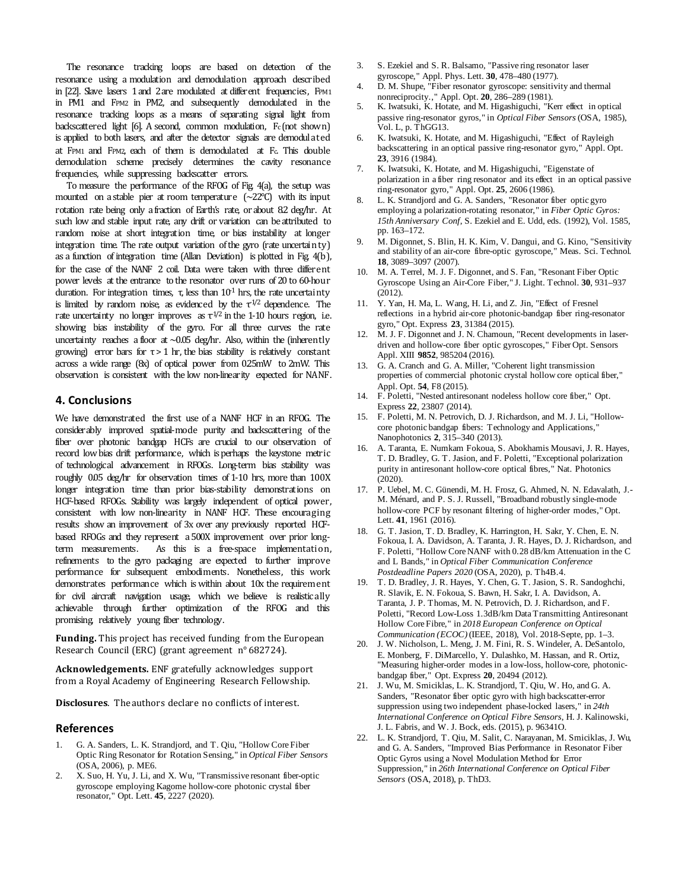The resonance tracking loops are based on detection of the resonance using a modulation and demodulation approach described in [22]. Slave lasers 1 and 2 are modulated at different frequencies, $F_{PM1}$ in PM1 and $F_{PM2}$ in PM2, and subsequently demodulated in the resonance tracking loops as a means of separating signal light from backscattered light [6]. A second, common modulation, $F_c$ (not shown) is applied to both lasers, and after the detector signals are demodulated at $F_{PM1}$ and $F_{PM2}$, each of them is demodulated at $F_c$. This double demodulation scheme precisely determines the cavity resonance frequencies, while suppressing backscatter errors.

To measure the performance of the RFOG of Fig. 4(a), the setup was mounted on a stable pier at room temperature (~22°C) with its input rotation rate being only a fraction of Earth's rate, or about 8.2 deg/hr. At such low and stable input rate, any drift or variation can be attributed to random noise at short integration time, or bias instability at longer integration time. The rate output variation of the gyro (rate uncertainty) as a function of integration time (Allan Deviation) is plotted in Fig. 4(b), for the case of the NANF 2 coil. Data were taken with three different power levels at the entrance to the resonator over runs of 20 to 60-hour duration. For integration times, $\tau$, less than $10^{-1}$ hrs, the rate uncertainty is limited by random noise, as evidenced by the $\tau^{-1/2}$ dependence. The rate uncertainty no longer improves as $\tau^{-1/2}$ in the 1-10 hours region, i.e. showing bias instability of the gyro. For all three curves the rate uncertainty reaches a floor at ~0.05 deg/hr. Also, within the (inherently growing) error bars for $\tau > 1$ hr, the bias stability is relatively constant across a wide range (8x) of optical power from 0.25mW to 2mW. This observation is consistent with the low non-linearity expected for NANF.

## 4. Conclusions

We have demonstrated the first use of a NANF HCF in an RFOG. The considerably improved spatial-mode purity and backscattering of the fiber over photonic bandgap HCFs are crucial to our observation of record low bias drift performance, which is perhaps the keystone metric of technological advancement in RFOGs. Long-term bias stability was roughly 0.05 deg/hr for observation times of 1-10 hrs, more than 100X longer integration time than prior bias-stability demonstrations on HCF-based RFOGs. Stability was largely independent of optical power, consistent with low non-linearity in NANF HCF. These encouraging results show an improvement of 3x over any previously reported HCF-based RFOGs and they represent a 500X improvement over prior long-term measurements. As this is a free-space implementation, refinements to the gyro packaging are expected to further improve performance for subsequent embodiments. Nonetheless, this work demonstrates performance which is within about 10x the requirement for civil aircraft navigation usage, which we believe is realistically achievable through further optimization of the RFOG and this promising, relatively young fiber technology.

**Funding.** This project has received funding from the European Research Council (ERC) (grant agreement n° 682724).

**Acknowledgements.** ENF gratefully acknowledges support from a Royal Academy of Engineering Research Fellowship.

**Disclosures**. The authors declare no conflicts of interest.

## References

1. G. A. Sanders, L. K. Strandjord, and T. Qiu, "Hollow Core Fiber Optic Ring Resonator for Rotation Sensing," in *Optical Fiber Sensors* (OSA, 2006), p. ME6.
2. X. Suo, H. Yu, J. Li, and X. Wu, "Transmissive resonant fiber-optic gyroscope employing Kagome hollow-core photonic crystal fiber resonator," Opt. Lett. **45**, 2227 (2020).
3. S. Ezekiel and S. R. Balsamo, "Passive ring resonator laser gyroscope," Appl. Phys. Lett. **30**, 478–480 (1977).
4. D. M. Shupe, "Fiber resonator gyroscope: sensitivity and thermal nonreciprocity.," Appl. Opt. **20**, 286–289 (1981).
5. K. Iwatsuki, K. Hotate, and M. Higashiguchi, "Kerr effect in optical passive ring-resonator gyros," in *Optical Fiber Sensors* (OSA, 1985), Vol. L, p. ThGG13.
6. K. Iwatsuki, K. Hotate, and M. Higashiguchi, "Effect of Rayleigh backscattering in an optical passive ring-resonator gyro," Appl. Opt. **23**, 3916 (1984).
7. K. Iwatsuki, K. Hotate, and M. Higashiguchi, "Eigenstate of polarization in a fiber ring resonator and its effect in an optical passive ring-resonator gyro," Appl. Opt. **25**, 2606 (1986).
8. L. K. Strandjord and G. A. Sanders, "Resonator fiber optic gyro employing a polarization-rotating resonator," in *Fiber Optic Gyros: 15th Anniversary Conf*, S. Ezekiel and E. Udd, eds. (1992), Vol. 1585, pp. 163–172.
9. M. Digonnet, S. Blin, H. K. Kim, V. Dangui, and G. Kino, "Sensitivity and stability of an air-core fibre-optic gyroscope," Meas. Sci. Technol. **18**, 3089–3097 (2007).
10. M. A. Terrel, M. J. F. Digonnet, and S. Fan, "Resonant Fiber Optic Gyroscope Using an Air-Core Fiber," J. Light. Technol. **30**, 931–937 (2012).
11. Y. Yan, H. Ma, L. Wang, H. Li, and Z. Jin, "Effect of Fresnel reflections in a hybrid air-core photonic-bandgap fiber ring-resonator gyro," Opt. Express **23**, 31384 (2015).
12. M. J. F. Digonnet and J. N. Chamoun, "Recent developments in laser-driven and hollow-core fiber optic gyroscopes," Fiber Opt. Sensors Appl. XIII **9852**, 985204 (2016).
13. G. A. Cranch and G. A. Miller, "Coherent light transmission properties of commercial photonic crystal hollow core optical fiber," Appl. Opt. **54**, F8 (2015).
14. F. Poletti, "Nested antiresonant nodeless hollow core fiber," Opt. Express **22**, 23807 (2014).
15. F. Poletti, M. N. Petrovich, D. J. Richardson, and M. J. Li, "Hollow-core photonic bandgap fibers: Technology and Applications," Nanophotonics **2**, 315–340 (2013).
16. A. Taranta, E. Numkam Fokoua, S. Abokhamis Mousavi, J. R. Hayes, T. D. Bradley, G. T. Jasion, and F. Poletti, "Exceptional polarization purity in antiresonant hollow-core optical fibres," Nat. Photonics (2020).
17. P. Uebel, M. C. Günendi, M. H. Frosz, G. Ahmed, N. N. Edavalath, J.-M. Ménard, and P. S. J. Russell, "Broadband robustly single-mode hollow-core PCF by resonant filtering of higher-order modes," Opt. Lett. **41**, 1961 (2016).
18. G. T. Jasion, T. D. Bradley, K. Harrington, H. Sakr, Y. Chen, E. N. Fokoua, I. A. Davidson, A. Taranta, J. R. Hayes, D. J. Richardson, and F. Poletti, "Hollow Core NANF with 0.28 dB/km Attenuation in the C and L Bands," in *Optical Fiber Communication Conference Postdeadline Papers 2020* (OSA, 2020), p. Th4B.4.
19. T. D. Bradley, J. R. Hayes, Y. Chen, G. T. Jasion, S. R. Sandoghchi, R. Slavik, E. N. Fokoua, S. Bawn, H. Sakr, I. A. Davidson, A. Taranta, J. P. Thomas, M. N. Petrovich, D. J. Richardson, and F. Poletti, "Record Low-Loss 1.3dB/km Data Transmitting Antiresonant Hollow Core Fibre," in *2018 European Conference on Optical Communication (ECOC)* (IEEE, 2018), Vol. 2018-Septe, pp. 1–3.
20. J. W. Nicholson, L. Meng, J. M. Fini, R. S. Windeler, A. DeSantolo, E. Monberg, F. DiMarcello, Y. Dulashko, M. Hassan, and R. Ortiz, "Measuring higher-order modes in a low-loss, hollow-core, photonic-bandgap fiber," Opt. Express **20**, 20494 (2012).
21. J. Wu, M. Smiciklas, L. K. Strandjord, T. Qiu, W. Ho, and G. A. Sanders, "Resonator fiber optic gyro with high backscatter-error suppression using two independent phase-locked lasers," in *24th International Conference on Optical Fibre Sensors*, H. J. Kalinowski, J. L. Fabris, and W. J. Bock, eds. (2015), p. 96341O.
22. L. K. Strandjord, T. Qiu, M. Salit, C. Narayanan, M. Smiciklas, J. Wu, and G. A. Sanders, "Improved Bias Performance in Resonator Fiber Optic Gyros using a Novel Modulation Method for Error Suppression," in *26th International Conference on Optical Fiber Sensors* (OSA, 2018), p. ThD3.